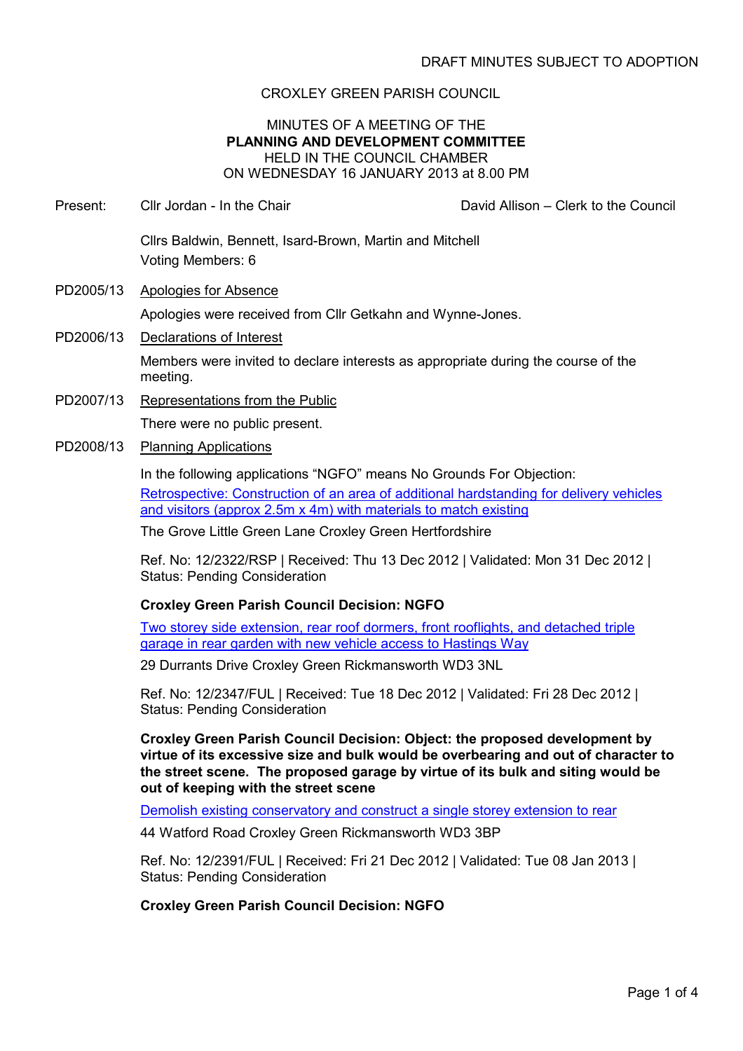DRAFT MINUTES SUBJECT TO ADOPTION

CROXLEY GREEN PARISH COUNCIL

MINUTES OF A MEETING OF THE
**PLANNING AND DEVELOPMENT COMMITTEE**
HELD IN THE COUNCIL CHAMBER
ON WEDNESDAY 16 JANUARY 2013 at 8.00 PM

Present: Cllr Jordan - In the Chair — David Allison – Clerk to the Council

Cllrs Baldwin, Bennett, Isard-Brown, Martin and Mitchell
Voting Members: 6

PD2005/13 Apologies for Absence

Apologies were received from Cllr Getkahn and Wynne-Jones.

PD2006/13 Declarations of Interest

Members were invited to declare interests as appropriate during the course of the meeting.

PD2007/13 Representations from the Public

There were no public present.

PD2008/13 Planning Applications

In the following applications "NGFO" means No Grounds For Objection:

Retrospective: Construction of an area of additional hardstanding for delivery vehicles and visitors (approx 2.5m x 4m) with materials to match existing

The Grove Little Green Lane Croxley Green Hertfordshire

Ref. No: 12/2322/RSP | Received: Thu 13 Dec 2012 | Validated: Mon 31 Dec 2012 | Status: Pending Consideration

**Croxley Green Parish Council Decision: NGFO**

Two storey side extension, rear roof dormers, front rooflights, and detached triple garage in rear garden with new vehicle access to Hastings Way

29 Durrants Drive Croxley Green Rickmansworth WD3 3NL

Ref. No: 12/2347/FUL | Received: Tue 18 Dec 2012 | Validated: Fri 28 Dec 2012 | Status: Pending Consideration

**Croxley Green Parish Council Decision: Object: the proposed development by virtue of its excessive size and bulk would be overbearing and out of character to the street scene. The proposed garage by virtue of its bulk and siting would be out of keeping with the street scene**

Demolish existing conservatory and construct a single storey extension to rear

44 Watford Road Croxley Green Rickmansworth WD3 3BP

Ref. No: 12/2391/FUL | Received: Fri 21 Dec 2012 | Validated: Tue 08 Jan 2013 | Status: Pending Consideration

**Croxley Green Parish Council Decision: NGFO**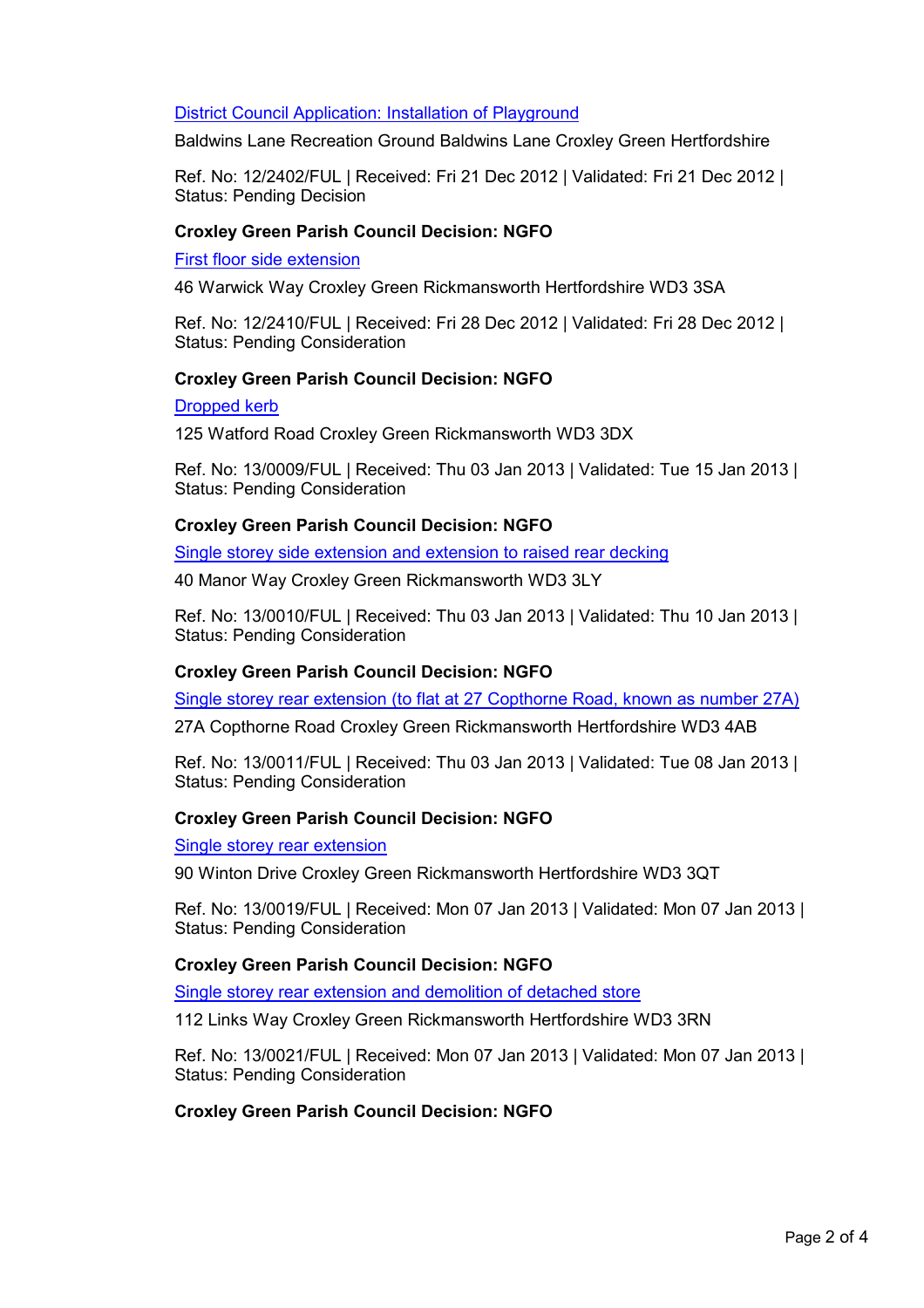[District Council Application: Installation of Playground]

Baldwins Lane Recreation Ground Baldwins Lane Croxley Green Hertfordshire

Ref. No: 12/2402/FUL | Received: Fri 21 Dec 2012 | Validated: Fri 21 Dec 2012 | Status: Pending Decision

**Croxley Green Parish Council Decision: NGFO**

[First floor side extension]

46 Warwick Way Croxley Green Rickmansworth Hertfordshire WD3 3SA

Ref. No: 12/2410/FUL | Received: Fri 28 Dec 2012 | Validated: Fri 28 Dec 2012 | Status: Pending Consideration

**Croxley Green Parish Council Decision: NGFO**

[Dropped kerb]

125 Watford Road Croxley Green Rickmansworth WD3 3DX

Ref. No: 13/0009/FUL | Received: Thu 03 Jan 2013 | Validated: Tue 15 Jan 2013 | Status: Pending Consideration

**Croxley Green Parish Council Decision: NGFO**

[Single storey side extension and extension to raised rear decking]

40 Manor Way Croxley Green Rickmansworth WD3 3LY

Ref. No: 13/0010/FUL | Received: Thu 03 Jan 2013 | Validated: Thu 10 Jan 2013 | Status: Pending Consideration

**Croxley Green Parish Council Decision: NGFO**

[Single storey rear extension (to flat at 27 Copthorne Road, known as number 27A)]

27A Copthorne Road Croxley Green Rickmansworth Hertfordshire WD3 4AB

Ref. No: 13/0011/FUL | Received: Thu 03 Jan 2013 | Validated: Tue 08 Jan 2013 | Status: Pending Consideration

**Croxley Green Parish Council Decision: NGFO**

[Single storey rear extension]

90 Winton Drive Croxley Green Rickmansworth Hertfordshire WD3 3QT

Ref. No: 13/0019/FUL | Received: Mon 07 Jan 2013 | Validated: Mon 07 Jan 2013 | Status: Pending Consideration

**Croxley Green Parish Council Decision: NGFO**

[Single storey rear extension and demolition of detached store]

112 Links Way Croxley Green Rickmansworth Hertfordshire WD3 3RN

Ref. No: 13/0021/FUL | Received: Mon 07 Jan 2013 | Validated: Mon 07 Jan 2013 | Status: Pending Consideration

**Croxley Green Parish Council Decision: NGFO**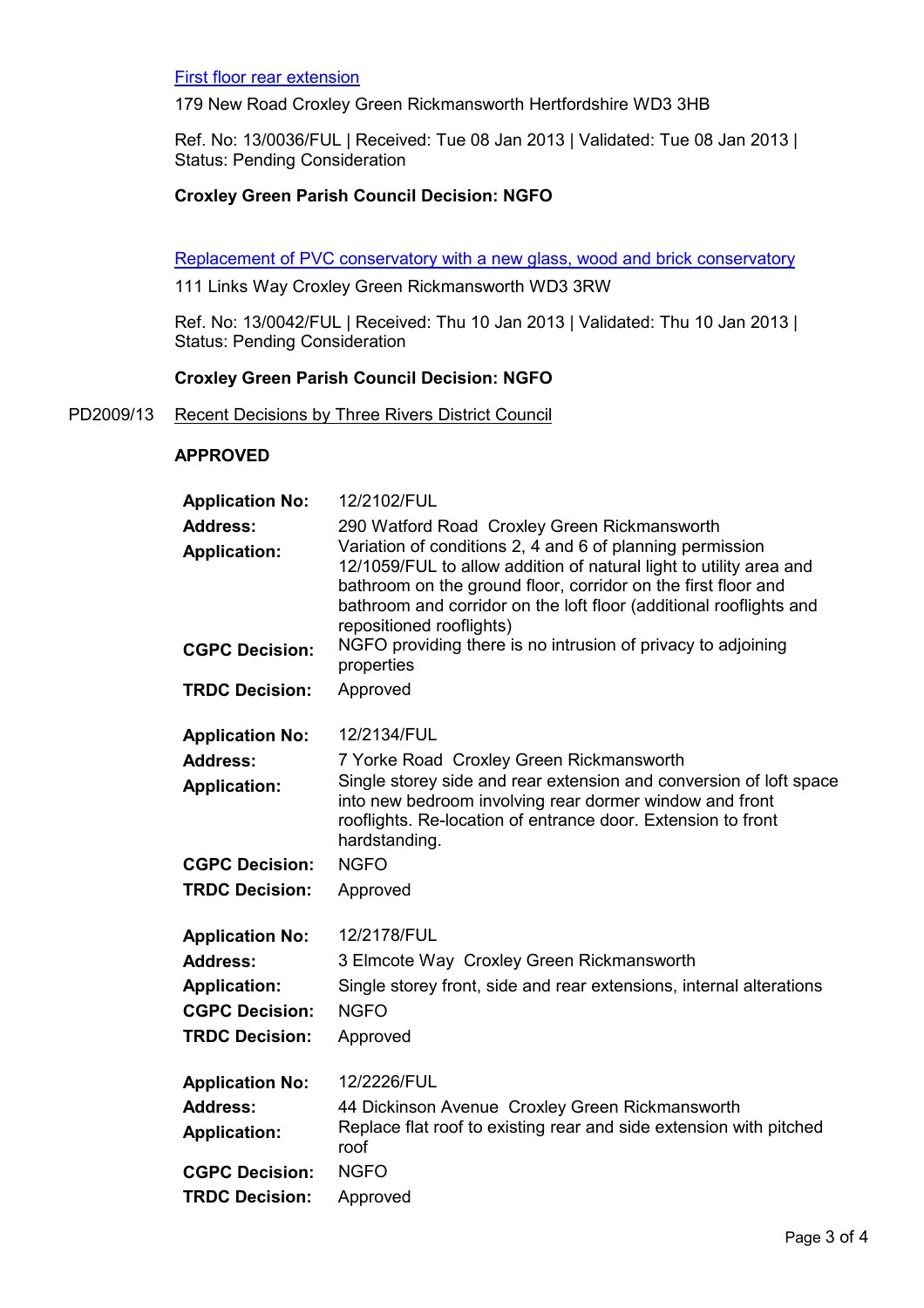First floor rear extension

179 New Road Croxley Green Rickmansworth Hertfordshire WD3 3HB

Ref. No: 13/0036/FUL | Received: Tue 08 Jan 2013 | Validated: Tue 08 Jan 2013 | Status: Pending Consideration

**Croxley Green Parish Council Decision: NGFO**

Replacement of PVC conservatory with a new glass, wood and brick conservatory

111 Links Way Croxley Green Rickmansworth WD3 3RW

Ref. No: 13/0042/FUL | Received: Thu 10 Jan 2013 | Validated: Thu 10 Jan 2013 | Status: Pending Consideration

**Croxley Green Parish Council Decision: NGFO**

PD2009/13 Recent Decisions by Three Rivers District Council

**APPROVED**

| | |
|---|---|
| **Application No:** | 12/2102/FUL |
| **Address:** | 290 Watford Road Croxley Green Rickmansworth |
| **Application:** | Variation of conditions 2, 4 and 6 of planning permission 12/1059/FUL to allow addition of natural light to utility area and bathroom on the ground floor, corridor on the first floor and bathroom and corridor on the loft floor (additional rooflights and repositioned rooflights) |
| **CGPC Decision:** | NGFO providing there is no intrusion of privacy to adjoining properties |
| **TRDC Decision:** | Approved |

| | |
|---|---|
| **Application No:** | 12/2134/FUL |
| **Address:** | 7 Yorke Road Croxley Green Rickmansworth |
| **Application:** | Single storey side and rear extension and conversion of loft space into new bedroom involving rear dormer window and front rooflights. Re-location of entrance door. Extension to front hardstanding. |
| **CGPC Decision:** | NGFO |
| **TRDC Decision:** | Approved |

| | |
|---|---|
| **Application No:** | 12/2178/FUL |
| **Address:** | 3 Elmcote Way Croxley Green Rickmansworth |
| **Application:** | Single storey front, side and rear extensions, internal alterations |
| **CGPC Decision:** | NGFO |
| **TRDC Decision:** | Approved |

| | |
|---|---|
| **Application No:** | 12/2226/FUL |
| **Address:** | 44 Dickinson Avenue Croxley Green Rickmansworth |
| **Application:** | Replace flat roof to existing rear and side extension with pitched roof |
| **CGPC Decision:** | NGFO |
| **TRDC Decision:** | Approved |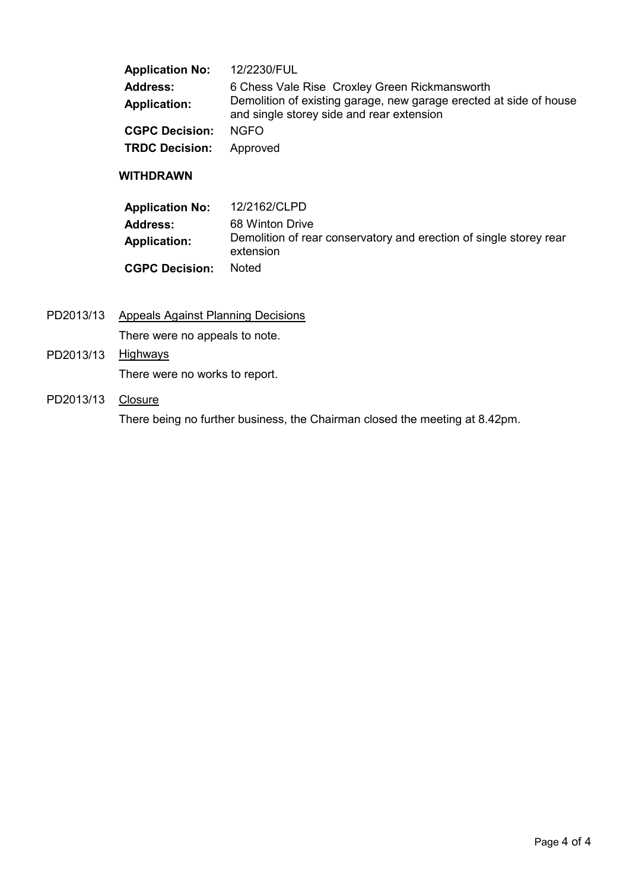| | |
|---|---|
| **Application No:** | 12/2230/FUL |
| **Address:** | 6 Chess Vale Rise Croxley Green Rickmansworth |
| **Application:** | Demolition of existing garage, new garage erected at side of house and single storey side and rear extension |
| **CGPC Decision:** | NGFO |
| **TRDC Decision:** | Approved |

**WITHDRAWN**

| | |
|---|---|
| **Application No:** | 12/2162/CLPD |
| **Address:** | 68 Winton Drive |
| **Application:** | Demolition of rear conservatory and erection of single storey rear extension |
| **CGPC Decision:** | Noted |

PD2013/13 Appeals Against Planning Decisions

There were no appeals to note.

PD2013/13 Highways

There were no works to report.

PD2013/13 Closure

There being no further business, the Chairman closed the meeting at 8.42pm.